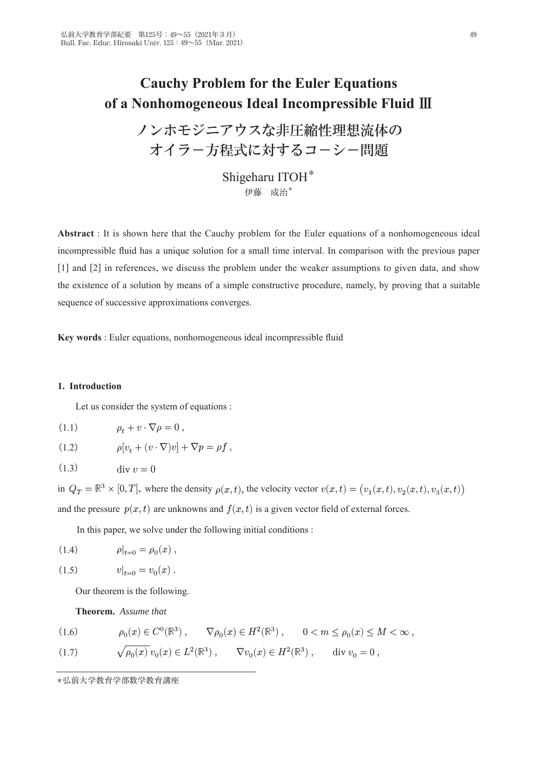# Cauchy Problem for the Euler Equations of a Nonhomogeneous Ideal Incompressible Fluid Ⅲ

# ノンホモジニアウスな非圧縮性理想流体のオイラー方程式に対するコーシー問題

Shigeharu ITOH*

伊藤　成治*

**Abstract** : It is shown here that the Cauchy problem for the Euler equations of a nonhomogeneous ideal incompressible fluid has a unique solution for a small time interval. In comparison with the previous paper [1] and [2] in references, we discuss the problem under the weaker assumptions to given data, and show the existence of a solution by means of a simple constructive procedure, namely, by proving that a suitable sequence of successive approximations converges.

**Key words** : Euler equations, nonhomogeneous ideal incompressible fluid

## 1. Introduction

Let us consider the system of equations :

(1.1) $$\rho_t + v \cdot \nabla \rho = 0 ,$$

(1.2) $$\rho[v_t + (v \cdot \nabla)v] + \nabla p = \rho f ,$$

(1.3) $$\text{div } v = 0$$

in $Q_T = \mathbb{R}^3 \times [0, T]$, where the density $\rho(x, t)$, the velocity vector $v(x, t) = \big(v_1(x, t), v_2(x, t), v_3(x, t)\big)$ and the pressure $p(x, t)$ are unknowns and $f(x, t)$ is a given vector field of external forces.

In this paper, we solve under the following initial conditions :

(1.4) $$\rho|_{t=0} = \rho_0(x) ,$$

(1.5) $$v|_{t=0} = v_0(x) .$$

Our theorem is the following.

**Theorem.** *Assume that*

(1.6) $$\rho_0(x) \in C^0(\mathbb{R}^3) , \qquad \nabla\rho_0(x) \in H^2(\mathbb{R}^3) , \qquad 0 < m \le \rho_0(x) \le M < \infty ,$$

(1.7) $$\sqrt{\rho_0(x)}\, v_0(x) \in L^2(\mathbb{R}^3) , \qquad \nabla v_0(x) \in H^2(\mathbb{R}^3) , \qquad \text{div } v_0 = 0 ,$$

*弘前大学教育学部数学教育講座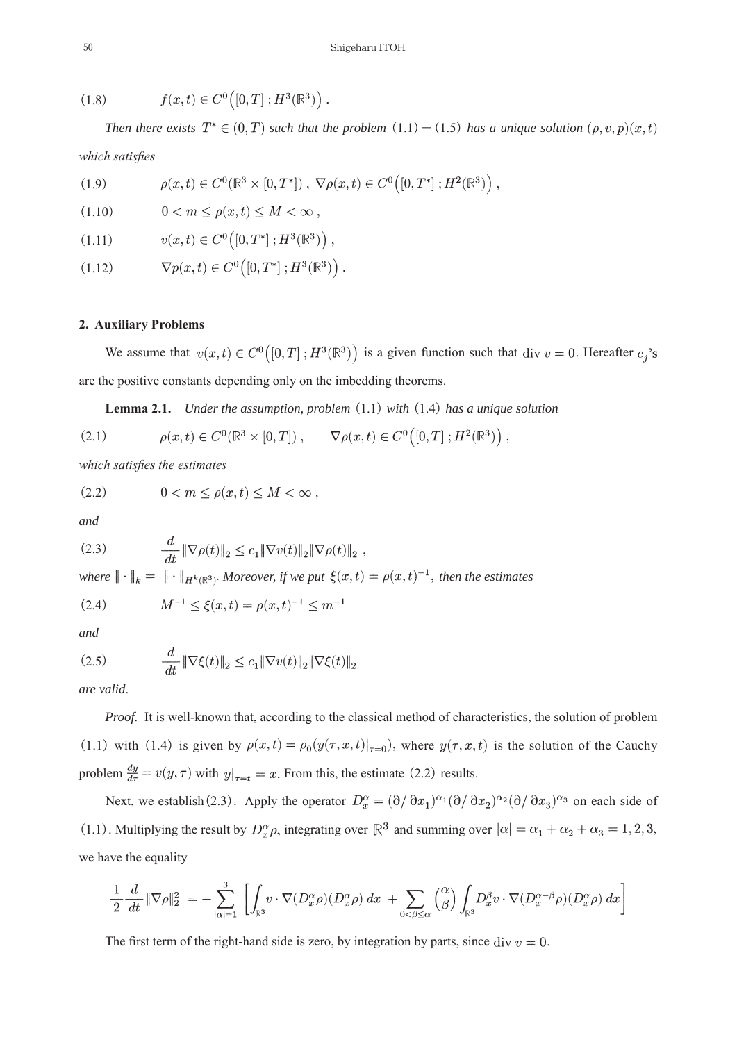$$(1.8) \qquad f(x,t) \in C^0\Big([0,T]\,;H^3(\mathbb{R}^3)\Big)\,.$$

*Then there exists* $T^* \in (0,T)$ *such that the problem* $(1.1)-(1.5)$ *has a unique solution* $(\rho, v, p)(x,t)$ *which satisfies*

$$(1.9) \qquad \rho(x,t) \in C^0(\mathbb{R}^3 \times [0,T^*])\,,\ \nabla\rho(x,t) \in C^0\Big([0,T^*]\,;H^2(\mathbb{R}^3)\Big)\,,$$

$$(1.10) \qquad 0 < m \le \rho(x,t) \le M < \infty\,,$$

$$(1.11) \qquad v(x,t) \in C^0\Big([0,T^*]\,;H^3(\mathbb{R}^3)\Big)\,,$$

$$(1.12) \qquad \nabla p(x,t) \in C^0\Big([0,T^*]\,;H^3(\mathbb{R}^3)\Big)\,.$$

## 2. Auxiliary Problems

We assume that $v(x,t) \in C^0\Big([0,T]\,;H^3(\mathbb{R}^3)\Big)$ is a given function such that $\operatorname{div} v = 0$. Hereafter $c_j$'s are the positive constants depending only on the imbedding theorems.

**Lemma 2.1.** *Under the assumption, problem* $(1.1)$ *with* $(1.4)$ *has a unique solution*

$$(2.1) \qquad \rho(x,t) \in C^0(\mathbb{R}^3 \times [0,T])\,, \qquad \nabla\rho(x,t) \in C^0\Big([0,T]\,;H^2(\mathbb{R}^3)\Big)\,,$$

*which satisfies the estimates*

$$(2.2) \qquad 0 < m \le \rho(x,t) \le M < \infty\,,$$

*and*

$$(2.3) \qquad \frac{d}{dt}\|\nabla\rho(t)\|_2 \le c_1\|\nabla v(t)\|_2\|\nabla\rho(t)\|_2\,,$$

*where* $\|\cdot\|_k = \|\cdot\|_{H^k(\mathbb{R}^3)}$. *Moreover, if we put* $\xi(x,t) = \rho(x,t)^{-1}$, *then the estimates*

$$(2.4) \qquad M^{-1} \le \xi(x,t) = \rho(x,t)^{-1} \le m^{-1}$$

*and*

$$(2.5) \qquad \frac{d}{dt}\|\nabla\xi(t)\|_2 \le c_1\|\nabla v(t)\|_2\|\nabla\xi(t)\|_2$$

*are valid*.

*Proof.* It is well-known that, according to the classical method of characteristics, the solution of problem $(1.1)$ with $(1.4)$ is given by $\rho(x,t) = \rho_0(y(\tau,x,t)|_{\tau=0})$, where $y(\tau,x,t)$ is the solution of the Cauchy problem $\frac{dy}{d\tau} = v(y,\tau)$ with $y|_{\tau=t} = x$. From this, the estimate $(2.2)$ results.

Next, we establish $(2.3)$. Apply the operator $D_x^\alpha = (\partial/\partial x_1)^{\alpha_1}(\partial/\partial x_2)^{\alpha_2}(\partial/\partial x_3)^{\alpha_3}$ on each side of $(1.1)$. Multiplying the result by $D_x^\alpha\rho$, integrating over $\mathbb{R}^3$ and summing over $|\alpha| = \alpha_1 + \alpha_2 + \alpha_3 = 1, 2, 3,$ we have the equality

$$\frac{1}{2}\frac{d}{dt}\|\nabla\rho\|_2^2 = -\sum_{|\alpha|=1}^{3}\left[\int_{\mathbb{R}^3} v\cdot\nabla(D_x^\alpha\rho)(D_x^\alpha\rho)\,dx + \sum_{0<\beta\le\alpha}\binom{\alpha}{\beta}\int_{\mathbb{R}^3} D_x^\beta v\cdot\nabla(D_x^{\alpha-\beta}\rho)(D_x^\alpha\rho)\,dx\right]$$

The first term of the right-hand side is zero, by integration by parts, since $\operatorname{div} v = 0$.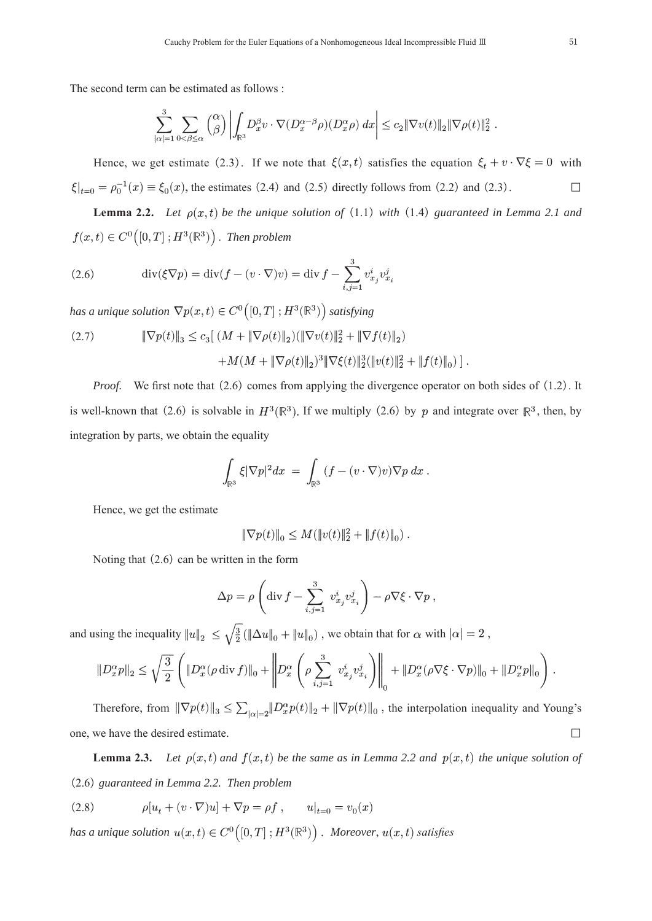The second term can be estimated as follows :

$$\sum_{|\alpha|=1}^{3} \sum_{0<\beta\leq\alpha} \binom{\alpha}{\beta} \left| \int_{\mathbb{R}^3} D_x^\beta v \cdot \nabla (D_x^{\alpha-\beta}\rho)(D_x^\alpha \rho)\, dx \right| \leq c_2 \|\nabla v(t)\|_2 \|\nabla \rho(t)\|_2^2 \,.$$

Hence, we get estimate (2.3). If we note that $\xi(x,t)$ satisfies the equation $\xi_t + v\cdot\nabla\xi = 0$ with $\xi|_{t=0} = \rho_0^{-1}(x) \equiv \xi_0(x)$, the estimates (2.4) and (2.5) directly follows from (2.2) and (2.3). $\square$

**Lemma 2.2.** *Let $\rho(x,t)$ be the unique solution of (1.1) with (1.4) guaranteed in Lemma 2.1 and $f(x,t) \in C^0\big([0,T]\,; H^3(\mathbb{R}^3)\big)$. Then problem*

$$\operatorname{div}(\xi\nabla p) = \operatorname{div}(f - (v\cdot\nabla)v) = \operatorname{div} f - \sum_{i,j=1}^{3} v^i_{x_j} v^j_{x_i} \tag{2.6}$$

*has a unique solution $\nabla p(x,t) \in C^0\big([0,T]\,; H^3(\mathbb{R}^3)\big)$ satisfying*

$$\begin{aligned} \|\nabla p(t)\|_3 \leq c_3 \big[ \, & (M + \|\nabla\rho(t)\|_2)(\|\nabla v(t)\|_2^2 + \|\nabla f(t)\|_2) \\ & + M(M + \|\nabla\rho(t)\|_2)^3 \|\nabla\xi(t)\|_2^3 (\|v(t)\|_2^2 + \|f(t)\|_0) \, \big] \,. \end{aligned} \tag{2.7}$$

*Proof.* We first note that (2.6) comes from applying the divergence operator on both sides of (1.2). It is well-known that (2.6) is solvable in $H^3(\mathbb{R}^3)$. If we multiply (2.6) by $p$ and integrate over $\mathbb{R}^3$, then, by integration by parts, we obtain the equality

$$\int_{\mathbb{R}^3} \xi |\nabla p|^2 dx \; = \; \int_{\mathbb{R}^3} (f - (v\cdot\nabla)v)\nabla p \; dx \,.$$

Hence, we get the estimate

$$\|\nabla p(t)\|_0 \leq M(\|v(t)\|_2^2 + \|f(t)\|_0) \,.$$

Noting that (2.6) can be written in the form

$$\Delta p = \rho \left( \operatorname{div} f - \sum_{i,j=1}^{3} \; v^i_{x_j} v^j_{x_i} \right) - \rho\nabla\xi\cdot\nabla p \,,$$

and using the inequality $\|u\|_2 \; \leq \sqrt{\frac{3}{2}}\,(\|\Delta u\|_0 + \|u\|_0)$ , we obtain that for $\alpha$ with $|\alpha| = 2$ ,

$$\|D_x^\alpha p\|_2 \leq \sqrt{\frac{3}{2}} \left( \|D_x^\alpha(\rho \operatorname{div} f)\|_0 + \left\| D_x^\alpha \left( \rho \sum_{i,j=1}^{3} \; v^i_{x_j} v^j_{x_i} \right) \right\|_0 + \|D_x^\alpha(\rho\nabla\xi\cdot\nabla p)\|_0 + \|D_x^\alpha p\|_0 \right) .$$

Therefore, from $\|\nabla p(t)\|_3 \leq \sum_{|\alpha|=2} \|D_x^\alpha p(t)\|_2 + \|\nabla p(t)\|_0$ , the interpolation inequality and Young's one, we have the desired estimate. $\square$

**Lemma 2.3.** *Let $\rho(x,t)$ and $f(x,t)$ be the same as in Lemma 2.2 and $p(x,t)$ the unique solution of (2.6) guaranteed in Lemma 2.2. Then problem*

$$\rho[u_t + (v\cdot\nabla)u] + \nabla p = \rho f \,, \qquad u|_{t=0} = v_0(x) \tag{2.8}$$

*has a unique solution $u(x,t) \in C^0\big([0,T]\,; H^3(\mathbb{R}^3)\big)$ . Moreover, $u(x,t)$ satisfies*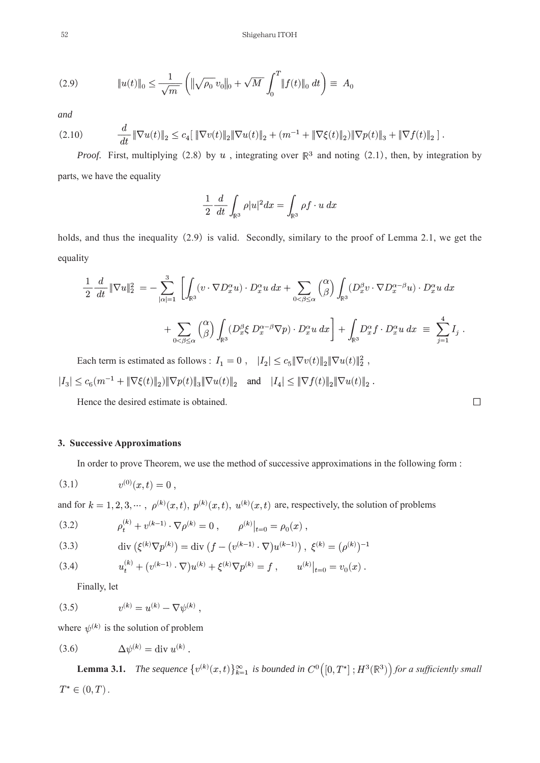$$\|u(t)\|_0 \le \frac{1}{\sqrt{m}} \left( \|\sqrt{\rho_0}\, v_0\|_0 + \sqrt{M} \int_0^T \|f(t)\|_0 \, dt \right) \equiv A_0 \tag{2.9}$$

*and*

$$\frac{d}{dt} \|\nabla u(t)\|_2 \le c_4 [\, \|\nabla v(t)\|_2 \|\nabla u(t)\|_2 + (m^{-1} + \|\nabla \xi(t)\|_2) \|\nabla p(t)\|_3 + \|\nabla f(t)\|_2 \,] \,. \tag{2.10}$$

*Proof.* First, multiplying (2.8) by $u$, integrating over $\mathbb{R}^3$ and noting (2.1), then, by integration by parts, we have the equality

$$\frac{1}{2} \frac{d}{dt} \int_{\mathbb{R}^3} \rho |u|^2 dx = \int_{\mathbb{R}^3} \rho f \cdot u \, dx$$

holds, and thus the inequality (2.9) is valid. Secondly, similary to the proof of Lemma 2.1, we get the equality

$$\begin{aligned} \frac{1}{2} \frac{d}{dt} \|\nabla u\|_2^2 = - \sum_{|\alpha|=1}^{3} \Bigg[ \int_{\mathbb{R}^3} (v \cdot \nabla D_x^\alpha u) \cdot D_x^\alpha u \, dx + \sum_{0<\beta\le\alpha} \binom{\alpha}{\beta} \int_{\mathbb{R}^3} (D_x^\beta v \cdot \nabla D_x^{\alpha-\beta} u) \cdot D_x^\alpha u \, dx \\ + \sum_{0<\beta\le\alpha} \binom{\alpha}{\beta} \int_{\mathbb{R}^3} (D_x^\beta \xi \, D_x^{\alpha-\beta} \nabla p) \cdot D_x^\alpha u \, dx \Bigg] + \int_{\mathbb{R}^3} D_x^\alpha f \cdot D_x^\alpha u \, dx \equiv \sum_{j=1}^{4} I_j \,. \end{aligned}$$

Each term is estimated as follows : $I_1 = 0$, $|I_2| \le c_5 \|\nabla v(t)\|_2 \|\nabla u(t)\|_2^2$,

$|I_3| \le c_6 (m^{-1} + \|\nabla \xi(t)\|_2) \|\nabla p(t)\|_3 \|\nabla u(t)\|_2$ and $|I_4| \le \|\nabla f(t)\|_2 \|\nabla u(t)\|_2$.

Hence the desired estimate is obtained. □

## 3. Successive Approximations

In order to prove Theorem, we use the method of successive approximations in the following form :

$$v^{(0)}(x,t) = 0 \,, \tag{3.1}$$

and for $k = 1, 2, 3, \cdots$, $\rho^{(k)}(x,t)$, $p^{(k)}(x,t)$, $u^{(k)}(x,t)$ are, respectively, the solution of problems

$$\rho_t^{(k)} + v^{(k-1)} \cdot \nabla \rho^{(k)} = 0 \,, \qquad \rho^{(k)}|_{t=0} = \rho_0(x) \,, \tag{3.2}$$

$$\mathrm{div}\, (\xi^{(k)} \nabla p^{(k)}) = \mathrm{div}\, (f - (v^{(k-1)} \cdot \nabla) u^{(k-1)}) \,, \; \xi^{(k)} = (\rho^{(k)})^{-1} \tag{3.3}$$

$$u_t^{(k)} + (v^{(k-1)} \cdot \nabla) u^{(k)} + \xi^{(k)} \nabla p^{(k)} = f \,, \qquad u^{(k)}|_{t=0} = v_0(x) \,. \tag{3.4}$$

Finally, let

$$v^{(k)} = u^{(k)} - \nabla \psi^{(k)} \,, \tag{3.5}$$

where $\psi^{(k)}$ is the solution of problem

$$\Delta \psi^{(k)} = \mathrm{div}\, u^{(k)} \,. \tag{3.6}$$

**Lemma 3.1.** *The sequence $\{v^{(k)}(x,t)\}_{k=1}^\infty$ is bounded in $C^0\big([0,T^*]\,; H^3(\mathbb{R}^3)\big)$ for a sufficiently small $T^* \in (0,T)$.*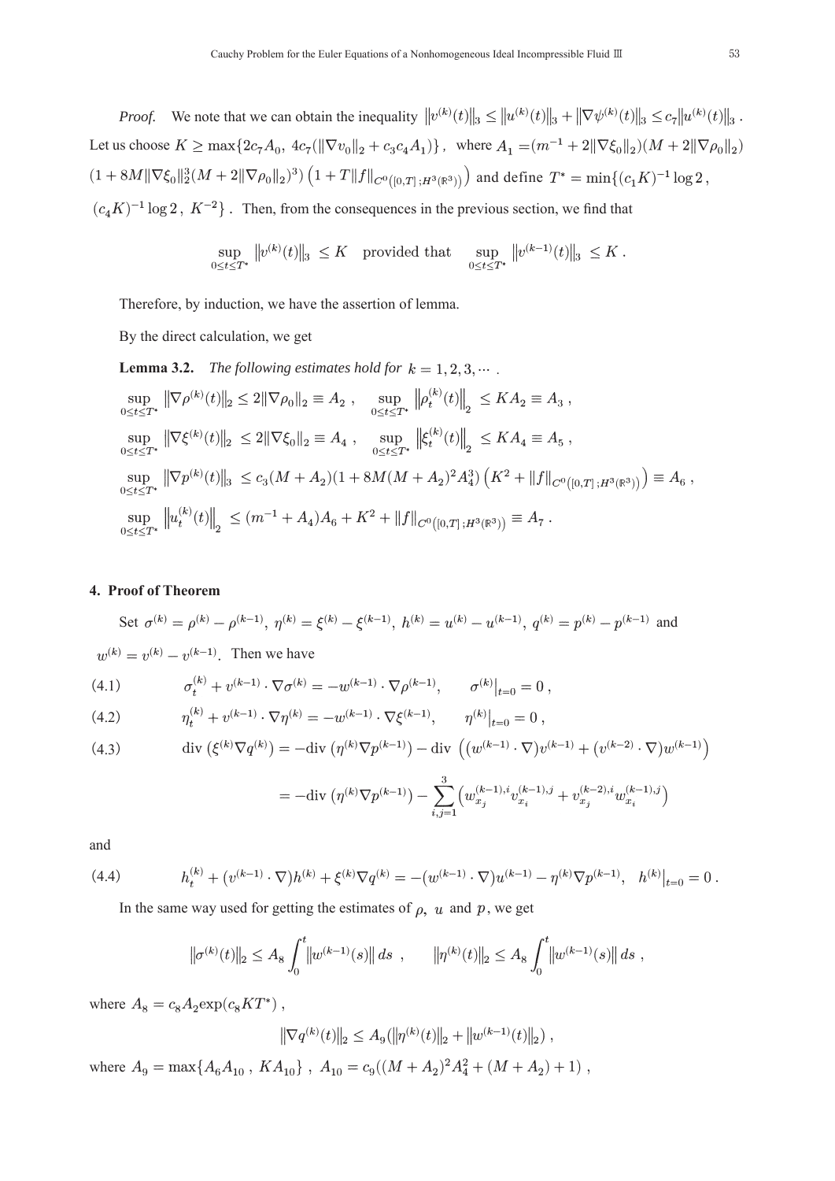*Proof.* We note that we can obtain the inequality $\|v^{(k)}(t)\|_3 \le \|u^{(k)}(t)\|_3 + \|\nabla\psi^{(k)}(t)\|_3 \le c_7\|u^{(k)}(t)\|_3$. Let us choose $K \ge \max\{2c_7A_0,\ 4c_7(\|\nabla v_0\|_2 + c_3c_4A_1)\}$, where $A_1 = (m^{-1} + 2\|\nabla\xi_0\|_2)(M + 2\|\nabla\rho_0\|_2)(1 + 8M\|\nabla\xi_0\|_2^3(M + 2\|\nabla\rho_0\|_2)^3)\left(1 + T\|f\|_{C^0([0,T];H^3(\mathbb{R}^3))}\right)$ and define $T^* = \min\{(c_1K)^{-1}\log 2,\ (c_4K)^{-1}\log 2,\ K^{-2}\}$. Then, from the consequences in the previous section, we find that

$$\sup_{0\le t\le T^*}\|v^{(k)}(t)\|_3 \le K \quad \text{provided that} \quad \sup_{0\le t\le T^*}\|v^{(k-1)}(t)\|_3 \le K\,.$$

Therefore, by induction, we have the assertion of lemma.

By the direct calculation, we get

**Lemma 3.2.** *The following estimates hold for* $k = 1, 2, 3, \cdots$.

$$\sup_{0\le t\le T^*}\|\nabla\rho^{(k)}(t)\|_2 \le 2\|\nabla\rho_0\|_2 \equiv A_2\,, \quad \sup_{0\le t\le T^*}\|\rho_t^{(k)}(t)\|_2 \le KA_2 \equiv A_3\,,$$

$$\sup_{0\le t\le T^*}\|\nabla\xi^{(k)}(t)\|_2 \le 2\|\nabla\xi_0\|_2 \equiv A_4\,, \quad \sup_{0\le t\le T^*}\|\xi_t^{(k)}(t)\|_2 \le KA_4 \equiv A_5\,,$$

$$\sup_{0\le t\le T^*}\|\nabla p^{(k)}(t)\|_3 \le c_3(M + A_2)(1 + 8M(M + A_2)^2A_4^3)\left(K^2 + \|f\|_{C^0([0,T];H^3(\mathbb{R}^3))}\right) \equiv A_6\,,$$

$$\sup_{0\le t\le T^*}\|u_t^{(k)}(t)\|_2 \le (m^{-1} + A_4)A_6 + K^2 + \|f\|_{C^0([0,T];H^3(\mathbb{R}^3))} \equiv A_7\,.$$

## 4. Proof of Theorem

Set $\sigma^{(k)} = \rho^{(k)} - \rho^{(k-1)}$, $\eta^{(k)} = \xi^{(k)} - \xi^{(k-1)}$, $h^{(k)} = u^{(k)} - u^{(k-1)}$, $q^{(k)} = p^{(k)} - p^{(k-1)}$ and $w^{(k)} = v^{(k)} - v^{(k-1)}$. Then we have

$$\sigma_t^{(k)} + v^{(k-1)}\cdot\nabla\sigma^{(k)} = -w^{(k-1)}\cdot\nabla\rho^{(k-1)}, \qquad \sigma^{(k)}\big|_{t=0} = 0\,, \tag{4.1}$$

$$\eta_t^{(k)} + v^{(k-1)}\cdot\nabla\eta^{(k)} = -w^{(k-1)}\cdot\nabla\xi^{(k-1)}, \qquad \eta^{(k)}\big|_{t=0} = 0\,, \tag{4.2}$$

$$\begin{aligned}\text{div}\,(\xi^{(k)}\nabla q^{(k)}) &= -\text{div}\,(\eta^{(k)}\nabla p^{(k-1)}) - \text{div}\,\left((w^{(k-1)}\cdot\nabla)v^{(k-1)} + (v^{(k-2)}\cdot\nabla)w^{(k-1)}\right) \\ &= -\text{div}\,(\eta^{(k)}\nabla p^{(k-1)}) - \sum_{i,j=1}^{3}\left(w_{x_j}^{(k-1),i}v_{x_i}^{(k-1),j} + v_{x_j}^{(k-2),i}w_{x_i}^{(k-1),j}\right)\end{aligned} \tag{4.3}$$

and

$$h_t^{(k)} + (v^{(k-1)}\cdot\nabla)h^{(k)} + \xi^{(k)}\nabla q^{(k)} = -(w^{(k-1)}\cdot\nabla)u^{(k-1)} - \eta^{(k)}\nabla p^{(k-1)}, \quad h^{(k)}\big|_{t=0} = 0\,. \tag{4.4}$$

In the same way used for getting the estimates of $\rho$, $u$ and $p$, we get

$$\|\sigma^{(k)}(t)\|_2 \le A_8\int_0^t\|w^{(k-1)}(s)\|\,ds\,, \qquad \|\eta^{(k)}(t)\|_2 \le A_8\int_0^t\|w^{(k-1)}(s)\|\,ds\,,$$

where $A_8 = c_8A_2\exp(c_8KT^*)$,

$$\|\nabla q^{(k)}(t)\|_2 \le A_9(\|\eta^{(k)}(t)\|_2 + \|w^{(k-1)}(t)\|_2)\,,$$

where $A_9 = \max\{A_6A_{10}\,,\ KA_{10}\}$, $A_{10} = c_9((M + A_2)^2A_4^2 + (M + A_2) + 1)$,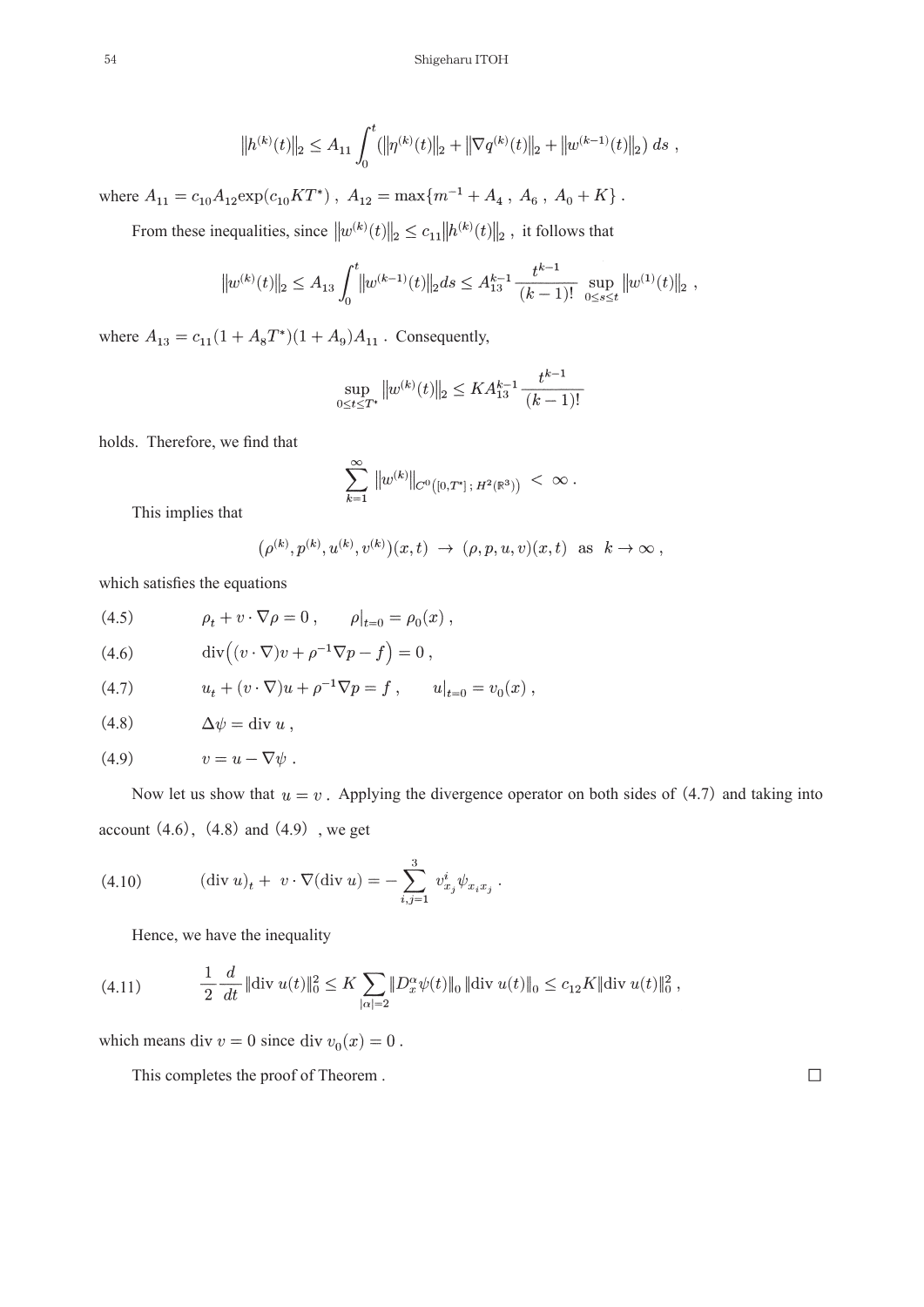$$\|h^{(k)}(t)\|_2 \le A_{11} \int_0^t \left(\|\eta^{(k)}(t)\|_2 + \|\nabla q^{(k)}(t)\|_2 + \|w^{(k-1)}(t)\|_2\right) ds \ ,$$

where $A_{11} = c_{10} A_{12} \exp(c_{10} K T^*)$ , $A_{12} = \max\{m^{-1} + A_4 \ , \ A_6 \ , \ A_0 + K\}$ .

From these inequalities, since $\|w^{(k)}(t)\|_2 \le c_{11} \|h^{(k)}(t)\|_2$ , it follows that

$$\|w^{(k)}(t)\|_2 \le A_{13} \int_0^t \|w^{(k-1)}(t)\|_2 ds \le A_{13}^{k-1} \frac{t^{k-1}}{(k-1)!} \sup_{0 \le s \le t} \|w^{(1)}(t)\|_2 \ ,$$

where $A_{13} = c_{11}(1 + A_8 T^*)(1 + A_9) A_{11}$ . Consequently,

$$\sup_{0 \le t \le T^*} \|w^{(k)}(t)\|_2 \le K A_{13}^{k-1} \frac{t^{k-1}}{(k-1)!}$$

holds. Therefore, we find that

$$\sum_{k=1}^{\infty} \|w^{(k)}\|_{C^0([0,T^*]\,;\,H^2(\mathbb{R}^3))} < \infty \ .$$

This implies that

$$(\rho^{(k)}, p^{(k)}, u^{(k)}, v^{(k)})(x,t) \ \to \ (\rho, p, u, v)(x,t) \quad \text{as} \quad k \to \infty \ ,$$

which satisfies the equations

$$\rho_t + v \cdot \nabla \rho = 0 \ , \qquad \rho|_{t=0} = \rho_0(x) \ , \tag{4.5}$$

$$\mathrm{div}\big((v \cdot \nabla) v + \rho^{-1} \nabla p - f\big) = 0 \ , \tag{4.6}$$

$$u_t + (v \cdot \nabla) u + \rho^{-1} \nabla p = f \ , \qquad u|_{t=0} = v_0(x) \ , \tag{4.7}$$

$$\Delta \psi = \mathrm{div}\ u \ , \tag{4.8}$$

$$v = u - \nabla \psi \ . \tag{4.9}$$

Now let us show that $u = v$ . Applying the divergence operator on both sides of (4.7) and taking into account (4.6), (4.8) and (4.9) , we get

$$(\mathrm{div}\ u)_t + \ v \cdot \nabla(\mathrm{div}\ u) = - \sum_{i,j=1}^{3} v^i_{x_j} \psi_{x_i x_j} \ . \tag{4.10}$$

Hence, we have the inequality

$$\frac{1}{2} \frac{d}{dt} \|\mathrm{div}\ u(t)\|_0^2 \le K \sum_{|\alpha|=2} \|D_x^\alpha \psi(t)\|_0 \|\mathrm{div}\ u(t)\|_0 \le c_{12} K \|\mathrm{div}\ u(t)\|_0^2 \ , \tag{4.11}$$

which means div $v = 0$ since div $v_0(x) = 0$ .

This completes the proof of Theorem . □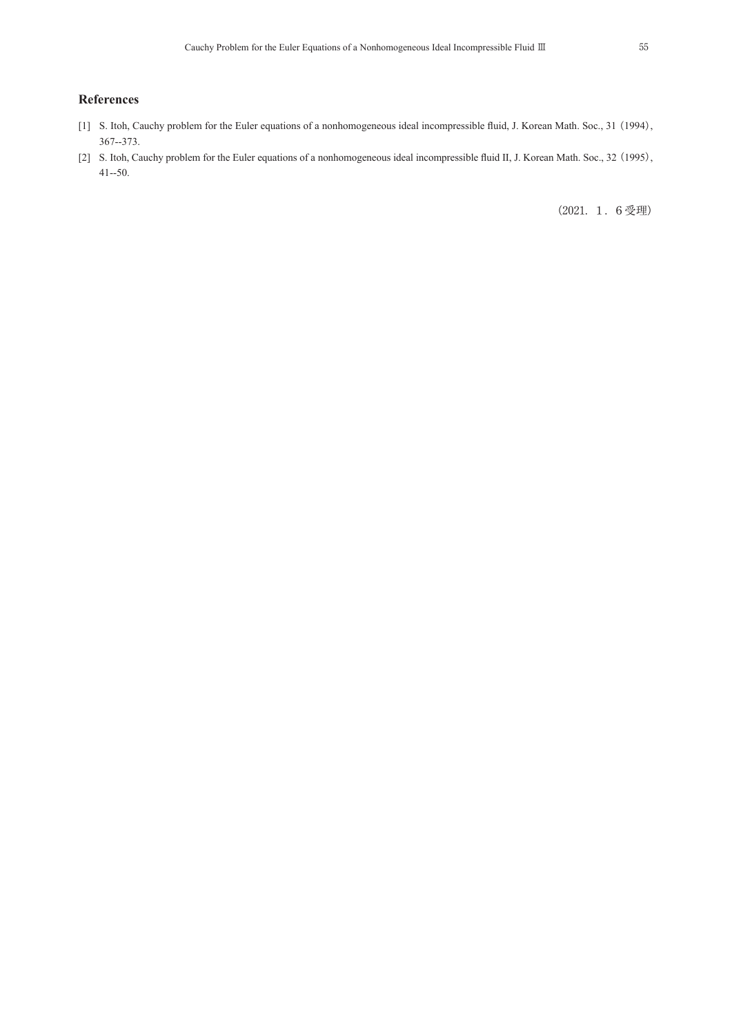## References

[1] S. Itoh, Cauchy problem for the Euler equations of a nonhomogeneous ideal incompressible fluid, J. Korean Math. Soc., 31（1994）, 367--373.

[2] S. Itoh, Cauchy problem for the Euler equations of a nonhomogeneous ideal incompressible fluid II, J. Korean Math. Soc., 32（1995）, 41--50.

（2021．１．６受理）